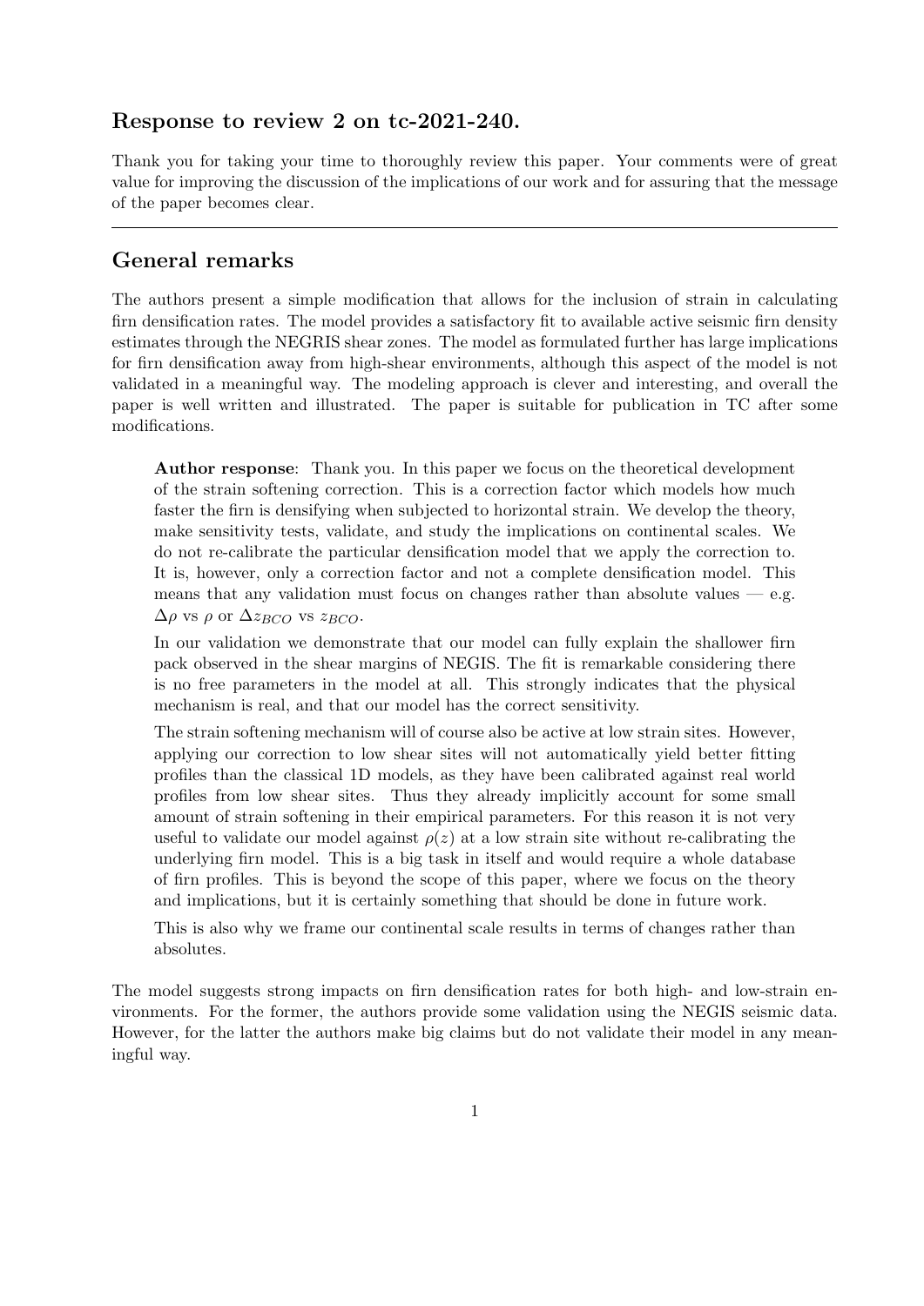## Response to review 2 on tc-2021-240.

Thank you for taking your time to thoroughly review this paper. Your comments were of great value for improving the discussion of the implications of our work and for assuring that the message of the paper becomes clear.

---

## General remarks

The authors present a simple modification that allows for the inclusion of strain in calculating firn densification rates. The model provides a satisfactory fit to available active seismic firn density estimates through the NEGRIS shear zones. The model as formulated further has large implications for firn densification away from high-shear environments, although this aspect of the model is not validated in a meaningful way. The modeling approach is clever and interesting, and overall the paper is well written and illustrated. The paper is suitable for publication in TC after some modifications.

> **Author response**: Thank you. In this paper we focus on the theoretical development of the strain softening correction. This is a correction factor which models how much faster the firn is densifying when subjected to horizontal strain. We develop the theory, make sensitivity tests, validate, and study the implications on continental scales. We do not re-calibrate the particular densification model that we apply the correction to. It is, however, only a correction factor and not a complete densification model. This means that any validation must focus on changes rather than absolute values — e.g. $\Delta\rho$ vs $\rho$ or $\Delta z_{BCO}$ vs $z_{BCO}$.
>
> In our validation we demonstrate that our model can fully explain the shallower firn pack observed in the shear margins of NEGIS. The fit is remarkable considering there is no free parameters in the model at all. This strongly indicates that the physical mechanism is real, and that our model has the correct sensitivity.
>
> The strain softening mechanism will of course also be active at low strain sites. However, applying our correction to low shear sites will not automatically yield better fitting profiles than the classical 1D models, as they have been calibrated against real world profiles from low shear sites. Thus they already implicitly account for some small amount of strain softening in their empirical parameters. For this reason it is not very useful to validate our model against $\rho(z)$ at a low strain site without re-calibrating the underlying firn model. This is a big task in itself and would require a whole database of firn profiles. This is beyond the scope of this paper, where we focus on the theory and implications, but it is certainly something that should be done in future work.
>
> This is also why we frame our continental scale results in terms of changes rather than absolutes.

The model suggests strong impacts on firn densification rates for both high- and low-strain environments. For the former, the authors provide some validation using the NEGIS seismic data. However, for the latter the authors make big claims but do not validate their model in any meaningful way.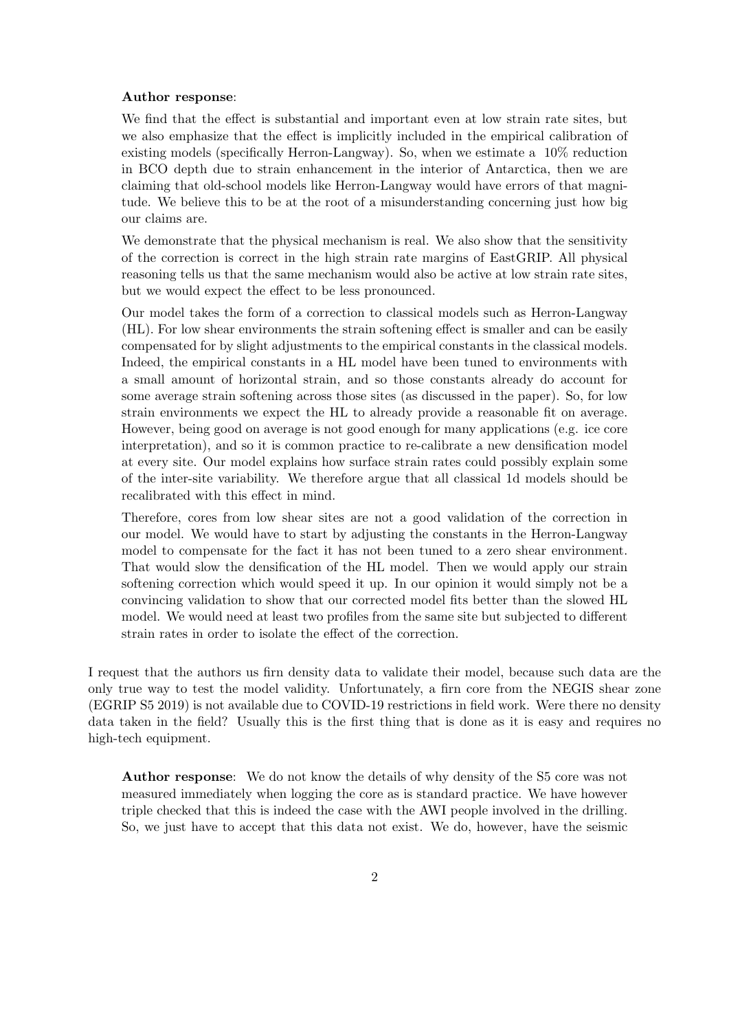**Author response**:

We find that the effect is substantial and important even at low strain rate sites, but we also emphasize that the effect is implicitly included in the empirical calibration of existing models (specifically Herron-Langway). So, when we estimate a 10% reduction in BCO depth due to strain enhancement in the interior of Antarctica, then we are claiming that old-school models like Herron-Langway would have errors of that magnitude. We believe this to be at the root of a misunderstanding concerning just how big our claims are.

We demonstrate that the physical mechanism is real. We also show that the sensitivity of the correction is correct in the high strain rate margins of EastGRIP. All physical reasoning tells us that the same mechanism would also be active at low strain rate sites, but we would expect the effect to be less pronounced.

Our model takes the form of a correction to classical models such as Herron-Langway (HL). For low shear environments the strain softening effect is smaller and can be easily compensated for by slight adjustments to the empirical constants in the classical models. Indeed, the empirical constants in a HL model have been tuned to environments with a small amount of horizontal strain, and so those constants already do account for some average strain softening across those sites (as discussed in the paper). So, for low strain environments we expect the HL to already provide a reasonable fit on average. However, being good on average is not good enough for many applications (e.g. ice core interpretation), and so it is common practice to re-calibrate a new densification model at every site. Our model explains how surface strain rates could possibly explain some of the inter-site variability. We therefore argue that all classical 1d models should be recalibrated with this effect in mind.

Therefore, cores from low shear sites are not a good validation of the correction in our model. We would have to start by adjusting the constants in the Herron-Langway model to compensate for the fact it has not been tuned to a zero shear environment. That would slow the densification of the HL model. Then we would apply our strain softening correction which would speed it up. In our opinion it would simply not be a convincing validation to show that our corrected model fits better than the slowed HL model. We would need at least two profiles from the same site but subjected to different strain rates in order to isolate the effect of the correction.

I request that the authors us firn density data to validate their model, because such data are the only true way to test the model validity. Unfortunately, a firn core from the NEGIS shear zone (EGRIP S5 2019) is not available due to COVID-19 restrictions in field work. Were there no density data taken in the field? Usually this is the first thing that is done as it is easy and requires no high-tech equipment.

**Author response**: We do not know the details of why density of the S5 core was not measured immediately when logging the core as is standard practice. We have however triple checked that this is indeed the case with the AWI people involved in the drilling. So, we just have to accept that this data not exist. We do, however, have the seismic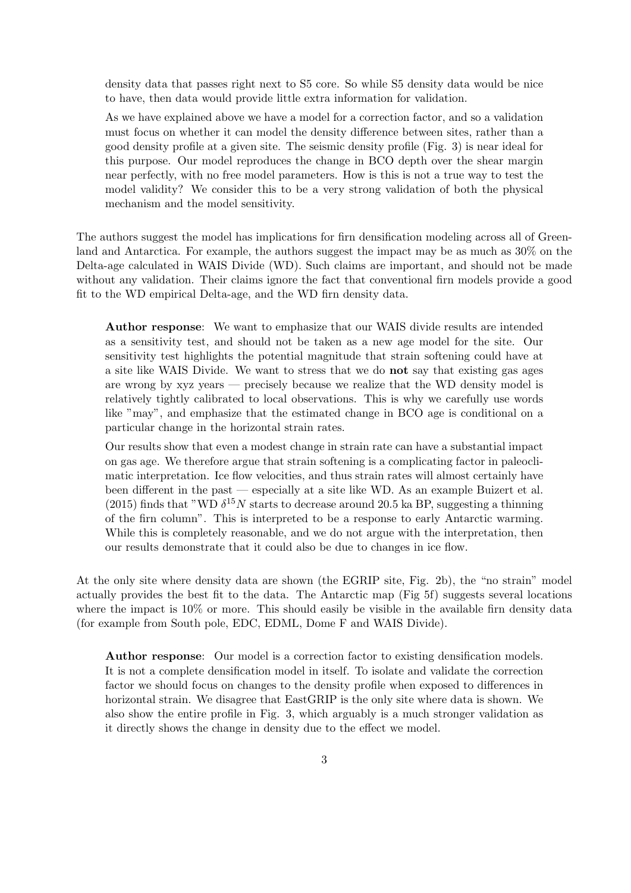density data that passes right next to S5 core. So while S5 density data would be nice to have, then data would provide little extra information for validation.

As we have explained above we have a model for a correction factor, and so a validation must focus on whether it can model the density difference between sites, rather than a good density profile at a given site. The seismic density profile (Fig. 3) is near ideal for this purpose. Our model reproduces the change in BCO depth over the shear margin near perfectly, with no free model parameters. How is this is not a true way to test the model validity? We consider this to be a very strong validation of both the physical mechanism and the model sensitivity.

The authors suggest the model has implications for firn densification modeling across all of Greenland and Antarctica. For example, the authors suggest the impact may be as much as 30% on the Delta-age calculated in WAIS Divide (WD). Such claims are important, and should not be made without any validation. Their claims ignore the fact that conventional firn models provide a good fit to the WD empirical Delta-age, and the WD firn density data.

**Author response**: We want to emphasize that our WAIS divide results are intended as a sensitivity test, and should not be taken as a new age model for the site. Our sensitivity test highlights the potential magnitude that strain softening could have at a site like WAIS Divide. We want to stress that we do **not** say that existing gas ages are wrong by xyz years — precisely because we realize that the WD density model is relatively tightly calibrated to local observations. This is why we carefully use words like "may", and emphasize that the estimated change in BCO age is conditional on a particular change in the horizontal strain rates.

Our results show that even a modest change in strain rate can have a substantial impact on gas age. We therefore argue that strain softening is a complicating factor in paleoclimatic interpretation. Ice flow velocities, and thus strain rates will almost certainly have been different in the past — especially at a site like WD. As an example Buizert et al. (2015) finds that "WD $\delta^{15}N$ starts to decrease around 20.5 ka BP, suggesting a thinning of the firn column". This is interpreted to be a response to early Antarctic warming. While this is completely reasonable, and we do not argue with the interpretation, then our results demonstrate that it could also be due to changes in ice flow.

At the only site where density data are shown (the EGRIP site, Fig. 2b), the "no strain" model actually provides the best fit to the data. The Antarctic map (Fig 5f) suggests several locations where the impact is 10% or more. This should easily be visible in the available firn density data (for example from South pole, EDC, EDML, Dome F and WAIS Divide).

**Author response**: Our model is a correction factor to existing densification models. It is not a complete densification model in itself. To isolate and validate the correction factor we should focus on changes to the density profile when exposed to differences in horizontal strain. We disagree that EastGRIP is the only site where data is shown. We also show the entire profile in Fig. 3, which arguably is a much stronger validation as it directly shows the change in density due to the effect we model.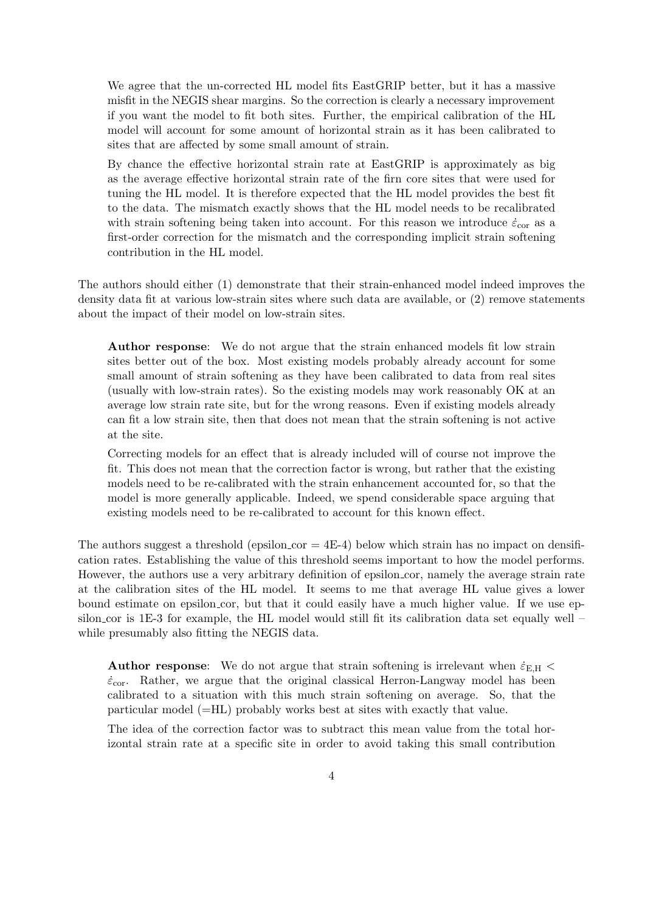We agree that the un-corrected HL model fits EastGRIP better, but it has a massive misfit in the NEGIS shear margins. So the correction is clearly a necessary improvement if you want the model to fit both sites. Further, the empirical calibration of the HL model will account for some amount of horizontal strain as it has been calibrated to sites that are affected by some small amount of strain.

By chance the effective horizontal strain rate at EastGRIP is approximately as big as the average effective horizontal strain rate of the firn core sites that were used for tuning the HL model. It is therefore expected that the HL model provides the best fit to the data. The mismatch exactly shows that the HL model needs to be recalibrated with strain softening being taken into account. For this reason we introduce $\dot{\varepsilon}_{\mathrm{cor}}$ as a first-order correction for the mismatch and the corresponding implicit strain softening contribution in the HL model.

The authors should either (1) demonstrate that their strain-enhanced model indeed improves the density data fit at various low-strain sites where such data are available, or (2) remove statements about the impact of their model on low-strain sites.

**Author response**: We do not argue that the strain enhanced models fit low strain sites better out of the box. Most existing models probably already account for some small amount of strain softening as they have been calibrated to data from real sites (usually with low-strain rates). So the existing models may work reasonably OK at an average low strain rate site, but for the wrong reasons. Even if existing models already can fit a low strain site, then that does not mean that the strain softening is not active at the site.

Correcting models for an effect that is already included will of course not improve the fit. This does not mean that the correction factor is wrong, but rather that the existing models need to be re-calibrated with the strain enhancement accounted for, so that the model is more generally applicable. Indeed, we spend considerable space arguing that existing models need to be re-calibrated to account for this known effect.

The authors suggest a threshold (epsilon_cor = 4E-4) below which strain has no impact on densification rates. Establishing the value of this threshold seems important to how the model performs. However, the authors use a very arbitrary definition of epsilon_cor, namely the average strain rate at the calibration sites of the HL model. It seems to me that average HL value gives a lower bound estimate on epsilon_cor, but that it could easily have a much higher value. If we use epsilon_cor is 1E-3 for example, the HL model would still fit its calibration data set equally well – while presumably also fitting the NEGIS data.

**Author response**: We do not argue that strain softening is irrelevant when $\dot{\varepsilon}_{\mathrm{E,H}} < \dot{\varepsilon}_{\mathrm{cor}}$. Rather, we argue that the original classical Herron-Langway model has been calibrated to a situation with this much strain softening on average. So, that the particular model (=HL) probably works best at sites with exactly that value.

The idea of the correction factor was to subtract this mean value from the total horizontal strain rate at a specific site in order to avoid taking this small contribution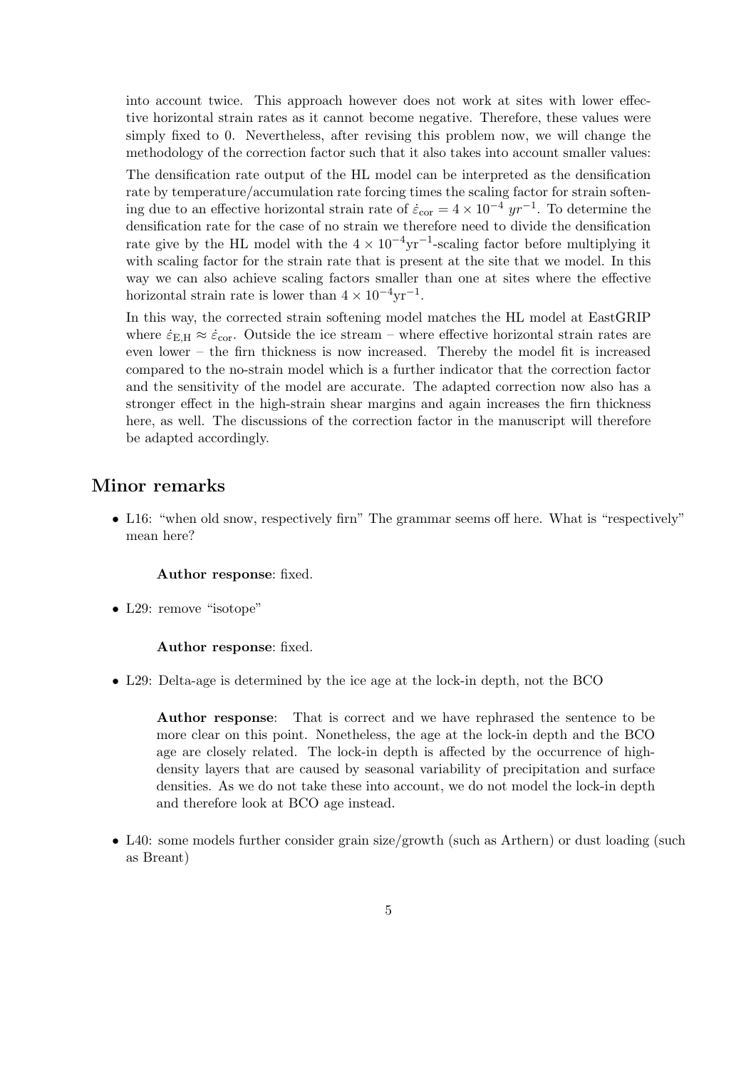into account twice. This approach however does not work at sites with lower effective horizontal strain rates as it cannot become negative. Therefore, these values were simply fixed to 0. Nevertheless, after revising this problem now, we will change the methodology of the correction factor such that it also takes into account smaller values:

The densification rate output of the HL model can be interpreted as the densification rate by temperature/accumulation rate forcing times the scaling factor for strain softening due to an effective horizontal strain rate of $\dot{\varepsilon}_{\mathrm{cor}} = 4 \times 10^{-4}\ yr^{-1}$. To determine the densification rate for the case of no strain we therefore need to divide the densification rate give by the HL model with the $4 \times 10^{-4}\mathrm{yr}^{-1}$-scaling factor before multiplying it with scaling factor for the strain rate that is present at the site that we model. In this way we can also achieve scaling factors smaller than one at sites where the effective horizontal strain rate is lower than $4 \times 10^{-4}\mathrm{yr}^{-1}$.

In this way, the corrected strain softening model matches the HL model at EastGRIP where $\dot{\varepsilon}_{\mathrm{E,H}} \approx \dot{\varepsilon}_{\mathrm{cor}}$. Outside the ice stream – where effective horizontal strain rates are even lower – the firn thickness is now increased. Thereby the model fit is increased compared to the no-strain model which is a further indicator that the correction factor and the sensitivity of the model are accurate. The adapted correction now also has a stronger effect in the high-strain shear margins and again increases the firn thickness here, as well. The discussions of the correction factor in the manuscript will therefore be adapted accordingly.

## Minor remarks

- L16: "when old snow, respectively firn" The grammar seems off here. What is "respectively" mean here?

  **Author response**: fixed.

- L29: remove "isotope"

  **Author response**: fixed.

- L29: Delta-age is determined by the ice age at the lock-in depth, not the BCO

  **Author response**: That is correct and we have rephrased the sentence to be more clear on this point. Nonetheless, the age at the lock-in depth and the BCO age are closely related. The lock-in depth is affected by the occurrence of high-density layers that are caused by seasonal variability of precipitation and surface densities. As we do not take these into account, we do not model the lock-in depth and therefore look at BCO age instead.

- L40: some models further consider grain size/growth (such as Arthern) or dust loading (such as Breant)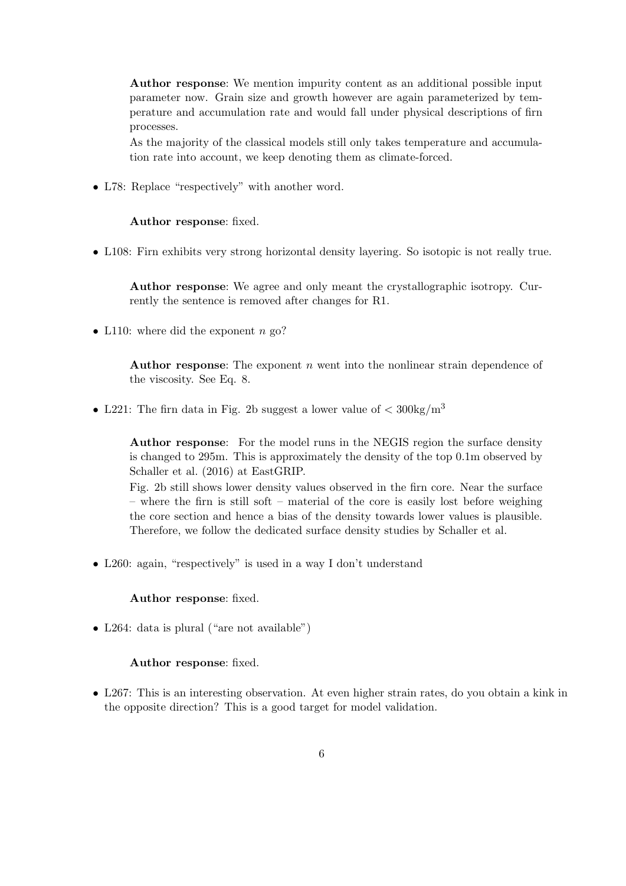**Author response**: We mention impurity content as an additional possible input parameter now. Grain size and growth however are again parameterized by temperature and accumulation rate and would fall under physical descriptions of firn processes.

As the majority of the classical models still only takes temperature and accumulation rate into account, we keep denoting them as climate-forced.

- L78: Replace "respectively" with another word.

  **Author response**: fixed.

- L108: Firn exhibits very strong horizontal density layering. So isotopic is not really true.

  **Author response**: We agree and only meant the crystallographic isotropy. Currently the sentence is removed after changes for R1.

- L110: where did the exponent $n$ go?

  **Author response**: The exponent $n$ went into the nonlinear strain dependence of the viscosity. See Eq. 8.

- L221: The firn data in Fig. 2b suggest a lower value of $< 300\text{kg/m}^3$

  **Author response**: For the model runs in the NEGIS region the surface density is changed to 295m. This is approximately the density of the top 0.1m observed by Schaller et al. (2016) at EastGRIP.

  Fig. 2b still shows lower density values observed in the firn core. Near the surface – where the firn is still soft – material of the core is easily lost before weighing the core section and hence a bias of the density towards lower values is plausible. Therefore, we follow the dedicated surface density studies by Schaller et al.

- L260: again, "respectively" is used in a way I don't understand

  **Author response**: fixed.

- L264: data is plural ("are not available")

  **Author response**: fixed.

- L267: This is an interesting observation. At even higher strain rates, do you obtain a kink in the opposite direction? This is a good target for model validation.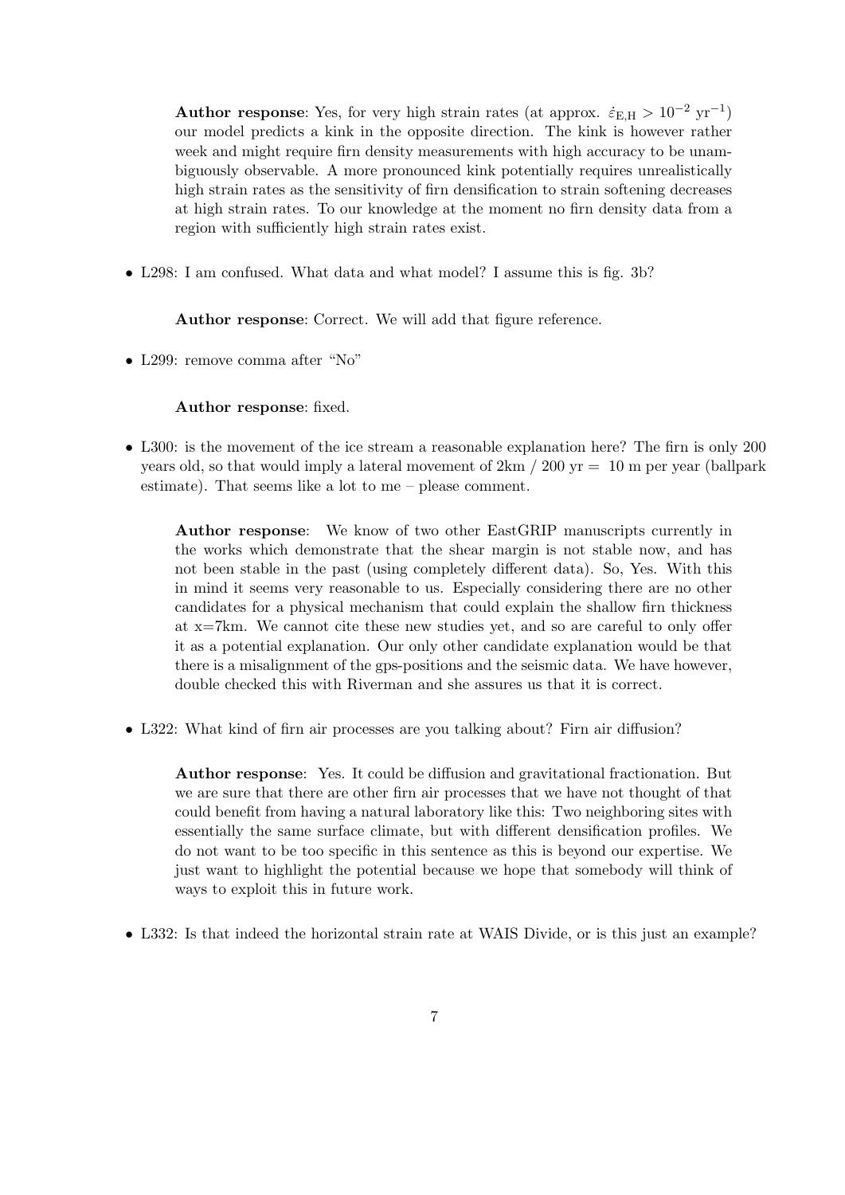**Author response**: Yes, for very high strain rates (at approx. $\dot{\varepsilon}_{\mathrm{E,H}} > 10^{-2}\ \mathrm{yr}^{-1}$) our model predicts a kink in the opposite direction. The kink is however rather week and might require firn density measurements with high accuracy to be unambiguously observable. A more pronounced kink potentially requires unrealistically high strain rates as the sensitivity of firn densification to strain softening decreases at high strain rates. To our knowledge at the moment no firn density data from a region with sufficiently high strain rates exist.

- L298: I am confused. What data and what model? I assume this is fig. 3b?

  **Author response**: Correct. We will add that figure reference.

- L299: remove comma after "No"

  **Author response**: fixed.

- L300: is the movement of the ice stream a reasonable explanation here? The firn is only 200 years old, so that would imply a lateral movement of 2km / 200 yr = 10 m per year (ballpark estimate). That seems like a lot to me – please comment.

  **Author response**: We know of two other EastGRIP manuscripts currently in the works which demonstrate that the shear margin is not stable now, and has not been stable in the past (using completely different data). So, Yes. With this in mind it seems very reasonable to us. Especially considering there are no other candidates for a physical mechanism that could explain the shallow firn thickness at x=7km. We cannot cite these new studies yet, and so are careful to only offer it as a potential explanation. Our only other candidate explanation would be that there is a misalignment of the gps-positions and the seismic data. We have however, double checked this with Riverman and she assures us that it is correct.

- L322: What kind of firn air processes are you talking about? Firn air diffusion?

  **Author response**: Yes. It could be diffusion and gravitational fractionation. But we are sure that there are other firn air processes that we have not thought of that could benefit from having a natural laboratory like this: Two neighboring sites with essentially the same surface climate, but with different densification profiles. We do not want to be too specific in this sentence as this is beyond our expertise. We just want to highlight the potential because we hope that somebody will think of ways to exploit this in future work.

- L332: Is that indeed the horizontal strain rate at WAIS Divide, or is this just an example?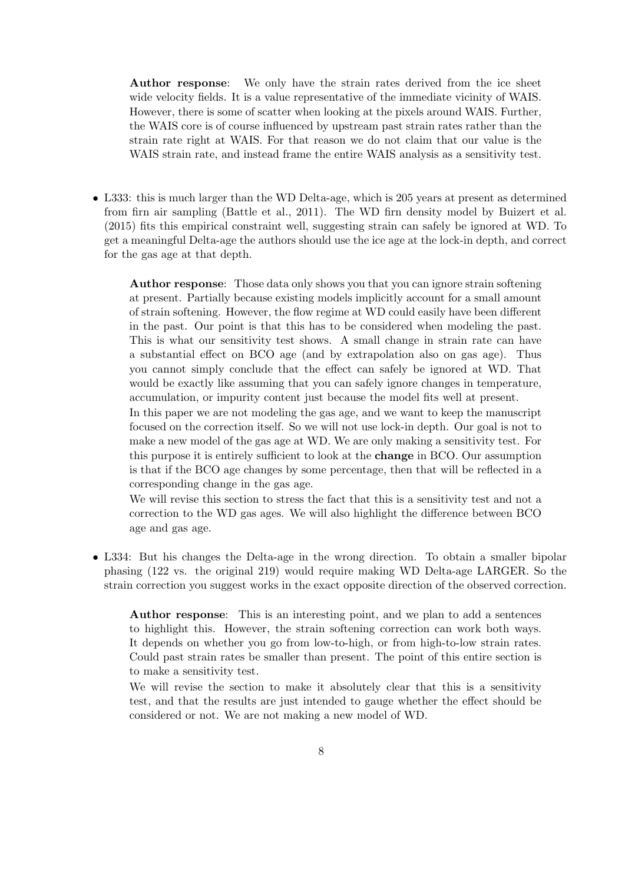**Author response**: We only have the strain rates derived from the ice sheet wide velocity fields. It is a value representative of the immediate vicinity of WAIS. However, there is some of scatter when looking at the pixels around WAIS. Further, the WAIS core is of course influenced by upstream past strain rates rather than the strain rate right at WAIS. For that reason we do not claim that our value is the WAIS strain rate, and instead frame the entire WAIS analysis as a sensitivity test.

- L333: this is much larger than the WD Delta-age, which is 205 years at present as determined from firn air sampling (Battle et al., 2011). The WD firn density model by Buizert et al. (2015) fits this empirical constraint well, suggesting strain can safely be ignored at WD. To get a meaningful Delta-age the authors should use the ice age at the lock-in depth, and correct for the gas age at that depth.

  **Author response**: Those data only shows you that you can ignore strain softening at present. Partially because existing models implicitly account for a small amount of strain softening. However, the flow regime at WD could easily have been different in the past. Our point is that this has to be considered when modeling the past. This is what our sensitivity test shows. A small change in strain rate can have a substantial effect on BCO age (and by extrapolation also on gas age). Thus you cannot simply conclude that the effect can safely be ignored at WD. That would be exactly like assuming that you can safely ignore changes in temperature, accumulation, or impurity content just because the model fits well at present.

  In this paper we are not modeling the gas age, and we want to keep the manuscript focused on the correction itself. So we will not use lock-in depth. Our goal is not to make a new model of the gas age at WD. We are only making a sensitivity test. For this purpose it is entirely sufficient to look at the **change** in BCO. Our assumption is that if the BCO age changes by some percentage, then that will be reflected in a corresponding change in the gas age.

  We will revise this section to stress the fact that this is a sensitivity test and not a correction to the WD gas ages. We will also highlight the difference between BCO age and gas age.

- L334: But his changes the Delta-age in the wrong direction. To obtain a smaller bipolar phasing (122 vs. the original 219) would require making WD Delta-age LARGER. So the strain correction you suggest works in the exact opposite direction of the observed correction.

  **Author response**: This is an interesting point, and we plan to add a sentences to highlight this. However, the strain softening correction can work both ways. It depends on whether you go from low-to-high, or from high-to-low strain rates. Could past strain rates be smaller than present. The point of this entire section is to make a sensitivity test.

  We will revise the section to make it absolutely clear that this is a sensitivity test, and that the results are just intended to gauge whether the effect should be considered or not. We are not making a new model of WD.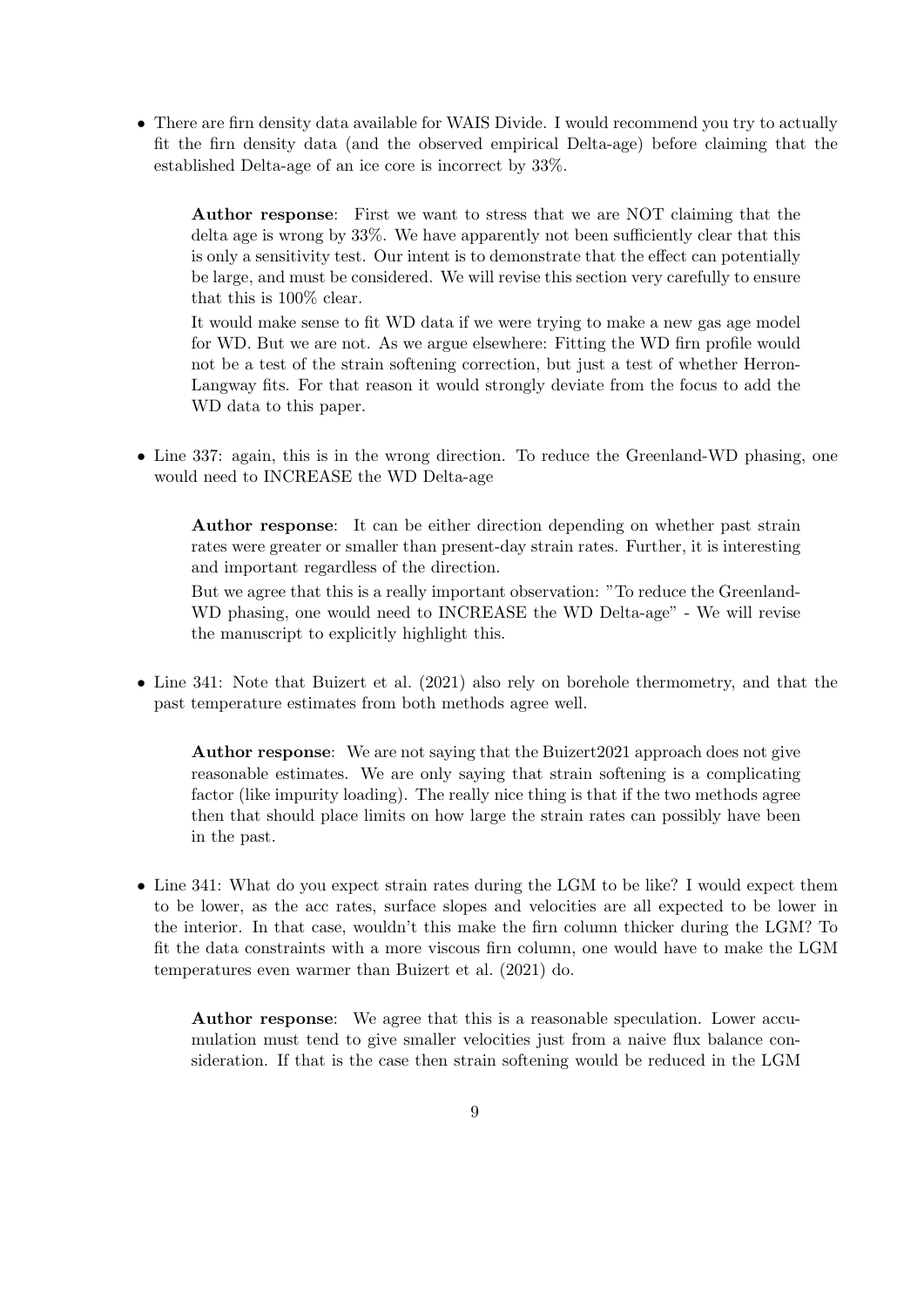- There are firn density data available for WAIS Divide. I would recommend you try to actually fit the firn density data (and the observed empirical Delta-age) before claiming that the established Delta-age of an ice core is incorrect by 33%.

  **Author response**: First we want to stress that we are NOT claiming that the delta age is wrong by 33%. We have apparently not been sufficiently clear that this is only a sensitivity test. Our intent is to demonstrate that the effect can potentially be large, and must be considered. We will revise this section very carefully to ensure that this is 100% clear.

  It would make sense to fit WD data if we were trying to make a new gas age model for WD. But we are not. As we argue elsewhere: Fitting the WD firn profile would not be a test of the strain softening correction, but just a test of whether Herron-Langway fits. For that reason it would strongly deviate from the focus to add the WD data to this paper.

- Line 337: again, this is in the wrong direction. To reduce the Greenland-WD phasing, one would need to INCREASE the WD Delta-age

  **Author response**: It can be either direction depending on whether past strain rates were greater or smaller than present-day strain rates. Further, it is interesting and important regardless of the direction.

  But we agree that this is a really important observation: "To reduce the Greenland-WD phasing, one would need to INCREASE the WD Delta-age" - We will revise the manuscript to explicitly highlight this.

- Line 341: Note that Buizert et al. (2021) also rely on borehole thermometry, and that the past temperature estimates from both methods agree well.

  **Author response**: We are not saying that the Buizert2021 approach does not give reasonable estimates. We are only saying that strain softening is a complicating factor (like impurity loading). The really nice thing is that if the two methods agree then that should place limits on how large the strain rates can possibly have been in the past.

- Line 341: What do you expect strain rates during the LGM to be like? I would expect them to be lower, as the acc rates, surface slopes and velocities are all expected to be lower in the interior. In that case, wouldn't this make the firn column thicker during the LGM? To fit the data constraints with a more viscous firn column, one would have to make the LGM temperatures even warmer than Buizert et al. (2021) do.

  **Author response**: We agree that this is a reasonable speculation. Lower accumulation must tend to give smaller velocities just from a naive flux balance consideration. If that is the case then strain softening would be reduced in the LGM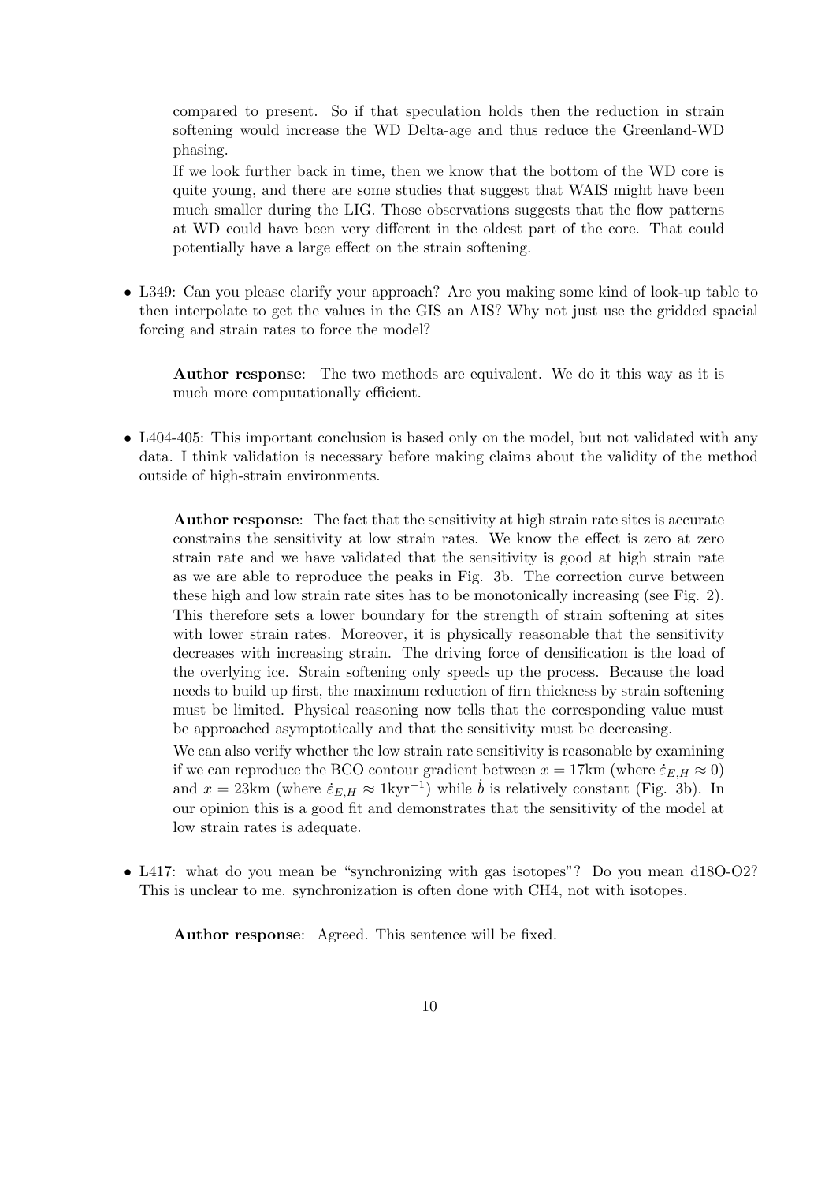compared to present. So if that speculation holds then the reduction in strain softening would increase the WD Delta-age and thus reduce the Greenland-WD phasing.

If we look further back in time, then we know that the bottom of the WD core is quite young, and there are some studies that suggest that WAIS might have been much smaller during the LIG. Those observations suggests that the flow patterns at WD could have been very different in the oldest part of the core. That could potentially have a large effect on the strain softening.

- L349: Can you please clarify your approach? Are you making some kind of look-up table to then interpolate to get the values in the GIS an AIS? Why not just use the gridded spacial forcing and strain rates to force the model?

  **Author response**: The two methods are equivalent. We do it this way as it is much more computationally efficient.

- L404-405: This important conclusion is based only on the model, but not validated with any data. I think validation is necessary before making claims about the validity of the method outside of high-strain environments.

  **Author response**: The fact that the sensitivity at high strain rate sites is accurate constrains the sensitivity at low strain rates. We know the effect is zero at zero strain rate and we have validated that the sensitivity is good at high strain rate as we are able to reproduce the peaks in Fig. 3b. The correction curve between these high and low strain rate sites has to be monotonically increasing (see Fig. 2). This therefore sets a lower boundary for the strength of strain softening at sites with lower strain rates. Moreover, it is physically reasonable that the sensitivity decreases with increasing strain. The driving force of densification is the load of the overlying ice. Strain softening only speeds up the process. Because the load needs to build up first, the maximum reduction of firn thickness by strain softening must be limited. Physical reasoning now tells that the corresponding value must be approached asymptotically and that the sensitivity must be decreasing.

  We can also verify whether the low strain rate sensitivity is reasonable by examining if we can reproduce the BCO contour gradient between $x = 17$km (where $\dot{\varepsilon}_{E,H} \approx 0$) and $x = 23$km (where $\dot{\varepsilon}_{E,H} \approx 1\text{kyr}^{-1}$) while $\dot{b}$ is relatively constant (Fig. 3b). In our opinion this is a good fit and demonstrates that the sensitivity of the model at low strain rates is adequate.

- L417: what do you mean be "synchronizing with gas isotopes"? Do you mean d18O-O2? This is unclear to me. synchronization is often done with CH4, not with isotopes.

  **Author response**: Agreed. This sentence will be fixed.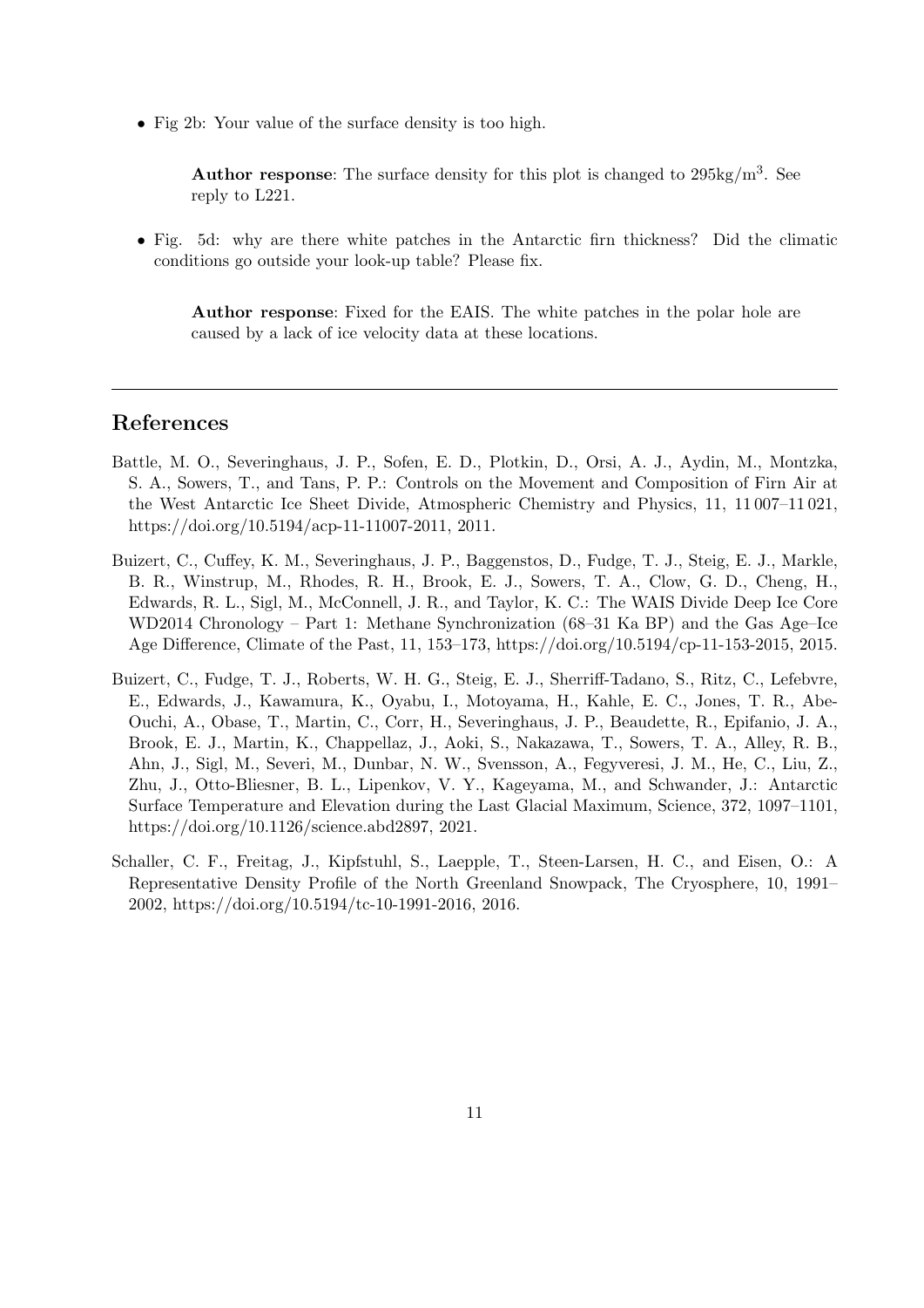- Fig 2b: Your value of the surface density is too high.

  **Author response**: The surface density for this plot is changed to 295kg/m$^3$. See reply to L221.

- Fig. 5d: why are there white patches in the Antarctic firn thickness? Did the climatic conditions go outside your look-up table? Please fix.

  **Author response**: Fixed for the EAIS. The white patches in the polar hole are caused by a lack of ice velocity data at these locations.

---

## References

Battle, M. O., Severinghaus, J. P., Sofen, E. D., Plotkin, D., Orsi, A. J., Aydin, M., Montzka, S. A., Sowers, T., and Tans, P. P.: Controls on the Movement and Composition of Firn Air at the West Antarctic Ice Sheet Divide, Atmospheric Chemistry and Physics, 11, 11 007–11 021, https://doi.org/10.5194/acp-11-11007-2011, 2011.

Buizert, C., Cuffey, K. M., Severinghaus, J. P., Baggenstos, D., Fudge, T. J., Steig, E. J., Markle, B. R., Winstrup, M., Rhodes, R. H., Brook, E. J., Sowers, T. A., Clow, G. D., Cheng, H., Edwards, R. L., Sigl, M., McConnell, J. R., and Taylor, K. C.: The WAIS Divide Deep Ice Core WD2014 Chronology – Part 1: Methane Synchronization (68–31 Ka BP) and the Gas Age–Ice Age Difference, Climate of the Past, 11, 153–173, https://doi.org/10.5194/cp-11-153-2015, 2015.

Buizert, C., Fudge, T. J., Roberts, W. H. G., Steig, E. J., Sherriff-Tadano, S., Ritz, C., Lefebvre, E., Edwards, J., Kawamura, K., Oyabu, I., Motoyama, H., Kahle, E. C., Jones, T. R., Abe-Ouchi, A., Obase, T., Martin, C., Corr, H., Severinghaus, J. P., Beaudette, R., Epifanio, J. A., Brook, E. J., Martin, K., Chappellaz, J., Aoki, S., Nakazawa, T., Sowers, T. A., Alley, R. B., Ahn, J., Sigl, M., Severi, M., Dunbar, N. W., Svensson, A., Fegyveresi, J. M., He, C., Liu, Z., Zhu, J., Otto-Bliesner, B. L., Lipenkov, V. Y., Kageyama, M., and Schwander, J.: Antarctic Surface Temperature and Elevation during the Last Glacial Maximum, Science, 372, 1097–1101, https://doi.org/10.1126/science.abd2897, 2021.

Schaller, C. F., Freitag, J., Kipfstuhl, S., Laepple, T., Steen-Larsen, H. C., and Eisen, O.: A Representative Density Profile of the North Greenland Snowpack, The Cryosphere, 10, 1991–2002, https://doi.org/10.5194/tc-10-1991-2016, 2016.